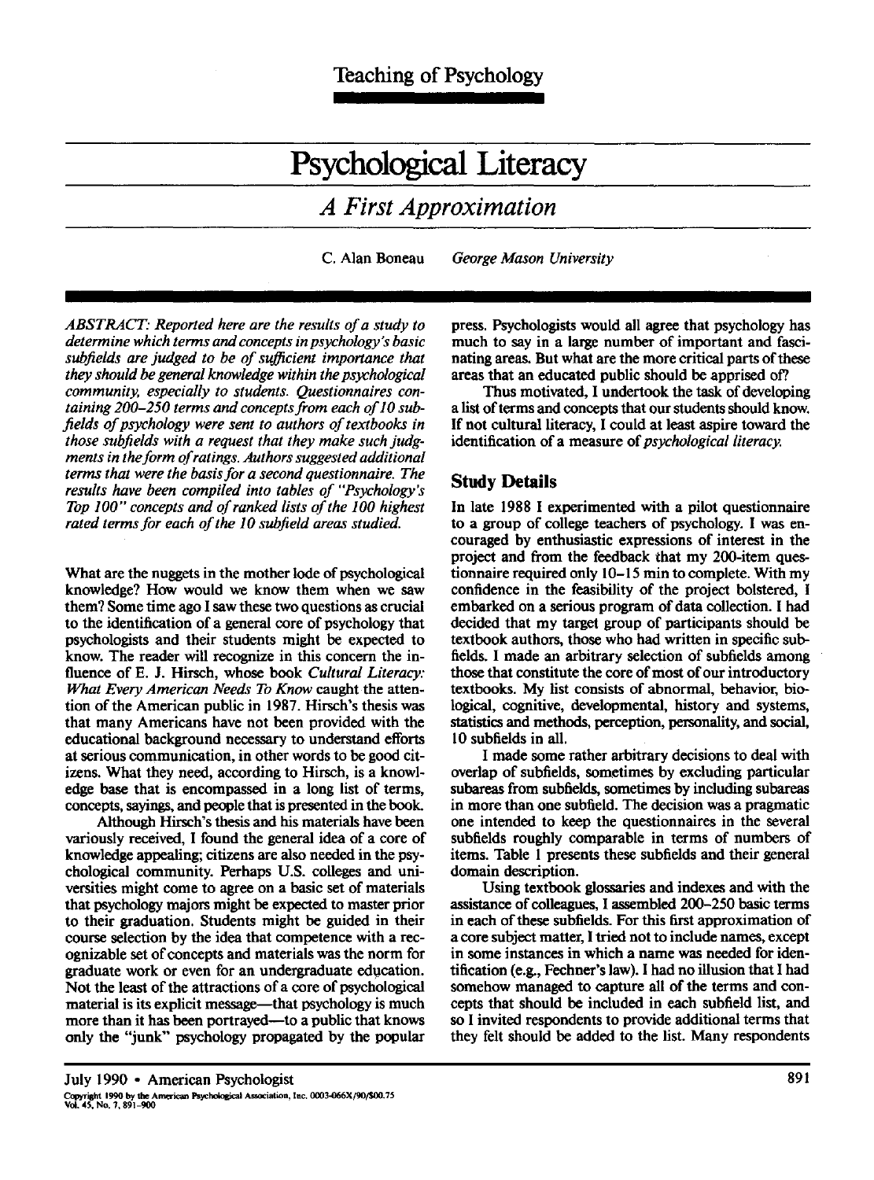# Psychological Literacy

## *A First Approximation*

C. Alan Boneau *George Mason University*

*ABSTRACT: Reported here are the results of a study to determine which terms and concepts in psychology's basic subfields are judged to be of sufficient importance that they should be general knowledge within the psychological community, especially to students. Questionnaires containing 200–250 terms and concepts from each of 10 subfields of psychology were sent to authors of textbooks in those subfields with a request that they make such judgments in the form of ratings. Authors suggested additional terms that were the basis for a second questionnaire. The results have been compiled into tables of "Psychology's Top 100" concepts and of ranked lists of the 100 highest rated terms for each of the 10 subfield areas studied.*

What are the nuggets in the mother lode of psychological knowledge? How would we know them when we saw them? Some time ago I saw these two questions as crucial to the identification of a general core of psychology that psychologists and their students might be expected to know. The reader will recognize in this concern the influence of E. J. Hirsch, whose book *Cultural Literacy: What Every American Needs To Know* caught the attention of the American public in 1987. Hirsch's thesis was that many Americans have not been provided with the educational background necessary to understand efforts at serious communication, in other words to be good citizens. What they need, according to Hirsch, is a knowledge base that is encompassed in a long list of terms, concepts, sayings, and people that is presented in the book.

Although Hirsch's thesis and his materials have been variously received, I found the general idea of a core of knowledge appealing; citizens are also needed in the psychological community. Perhaps U.S. colleges and universities might come to agree on a basic set of materials that psychology majors might be expected to master prior to their graduation. Students might be guided in their course selection by the idea that competence with a recognizable set of concepts and materials was the norm for graduate work or even for an undergraduate education. Not the least of the attractions of a core of psychological material is its explicit message—that psychology is much more than it has been portrayed—to a public that knows only the "junk" psychology propagated by the popular press. Psychologists would all agree that psychology has much to say in a large number of important and fascinating areas. But what are the more critical parts of these areas that an educated public should be apprised of?

Thus motivated, I undertook the task of developing a list of terms and concepts that our students should know. If not cultural literacy, I could at least aspire toward the identification of a measure of *psychological literacy.*

## Study Details

In late 1988 I experimented with a pilot questionnaire to a group of college teachers of psychology. I was encouraged by enthusiastic expressions of interest in the project and from the feedback that my 200-item questionnaire required only 10–15 min to complete. With my confidence in the feasibility of the project bolstered, I embarked on a serious program of data collection. I had decided that my target group of participants should be textbook authors, those who had written in specific subfields. I made an arbitrary selection of subfields among those that constitute the core of most of our introductory textbooks. My list consists of abnormal, behavior, biological, cognitive, developmental, history and systems, statistics and methods, perception, personality, and social, 10 subfields in all.

I made some rather arbitrary decisions to deal with overlap of subfields, sometimes by excluding particular subareas from subfields, sometimes by including subareas in more than one subfield. The decision was a pragmatic one intended to keep the questionnaires in the several subfields roughly comparable in terms of numbers of items. Table 1 presents these subfields and their general domain description.

Using textbook glossaries and indexes and with the assistance of colleagues, I assembled 200–250 basic terms in each of these subfields. For this first approximation of a core subject matter, I tried not to include names, except in some instances in which a name was needed for identification (e.g., Fechner's law). I had no illusion that I had somehow managed to capture all of the terms and concepts that should be included in each subfield list, and so I invited respondents to provide additional terms that they felt should be added to the list. Many respondents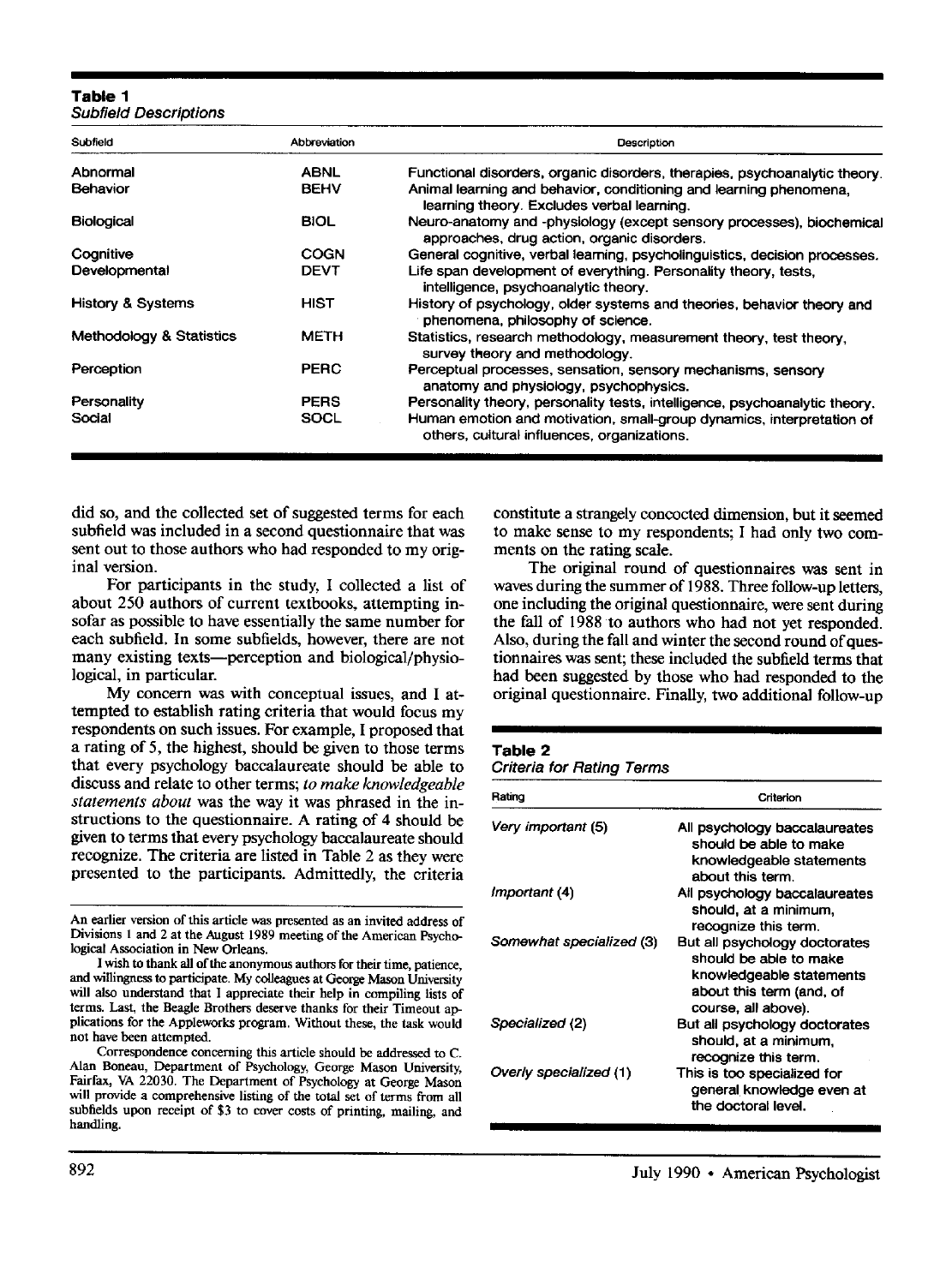**Table 1**
*Subfield Descriptions*

| Subfield | Abbreviation | Description |
|---|---|---|
| Abnormal | ABNL | Functional disorders, organic disorders, therapies, psychoanalytic theory. |
| Behavior | BEHV | Animal learning and behavior, conditioning and learning phenomena, learning theory. Excludes verbal learning. |
| Biological | BIOL | Neuro-anatomy and -physiology (except sensory processes), biochemical approaches, drug action, organic disorders. |
| Cognitive | COGN | General cognitive, verbal learning, psycholinguistics, decision processes. |
| Developmental | DEVT | Life span development of everything. Personality theory, tests, intelligence, psychoanalytic theory. |
| History & Systems | HIST | History of psychology, older systems and theories, behavior theory and phenomena, philosophy of science. |
| Methodology & Statistics | METH | Statistics, research methodology, measurement theory, test theory, survey theory and methodology. |
| Perception | PERC | Perceptual processes, sensation, sensory mechanisms, sensory anatomy and physiology, psychophysics. |
| Personality | PERS | Personality theory, personality tests, intelligence, psychoanalytic theory. |
| Social | SOCL | Human emotion and motivation, small-group dynamics, interpretation of others, cultural influences, organizations. |

did so, and the collected set of suggested terms for each subfield was included in a second questionnaire that was sent out to those authors who had responded to my original version.

For participants in the study, I collected a list of about 250 authors of current textbooks, attempting insofar as possible to have essentially the same number for each subfield. In some subfields, however, there are not many existing texts—perception and biological/physiological, in particular.

My concern was with conceptual issues, and I attempted to establish rating criteria that would focus my respondents on such issues. For example, I proposed that a rating of 5, the highest, should be given to those terms that every psychology baccalaureate should be able to discuss and relate to other terms; *to make knowledgeable statements about* was the way it was phrased in the instructions to the questionnaire. A rating of 4 should be given to terms that every psychology baccalaureate should recognize. The criteria are listed in Table 2 as they were presented to the participants. Admittedly, the criteria constitute a strangely concocted dimension, but it seemed to make sense to my respondents; I had only two comments on the rating scale.

The original round of questionnaires was sent in waves during the summer of 1988. Three follow-up letters, one including the original questionnaire, were sent during the fall of 1988 to authors who had not yet responded. Also, during the fall and winter the second round of questionnaires was sent; these included the subfield terms that had been suggested by those who had responded to the original questionnaire. Finally, two additional follow-up

**Table 2**
*Criteria for Rating Terms*

| Rating | Criterion |
|---|---|
| *Very important* (5) | All psychology baccalaureates should be able to make knowledgeable statements about this term. |
| *Important* (4) | All psychology baccalaureates should, at a minimum, recognize this term. |
| *Somewhat specialized* (3) | But all psychology doctorates should be able to make knowledgeable statements about this term (and, of course, all above). |
| *Specialized* (2) | But all psychology doctorates should, at a minimum, recognize this term. |
| *Overly specialized* (1) | This is too specialized for general knowledge even at the doctoral level. |

---

An earlier version of this article was presented as an invited address of Divisions 1 and 2 at the August 1989 meeting of the American Psychological Association in New Orleans.

I wish to thank all of the anonymous authors for their time, patience, and willingness to participate. My colleagues at George Mason University will also understand that I appreciate their help in compiling lists of terms. Last, the Beagle Brothers deserve thanks for their Timeout applications for the Appleworks program. Without these, the task would not have been attempted.

Correspondence concerning this article should be addressed to C. Alan Boneau, Department of Psychology, George Mason University, Fairfax, VA 22030. The Department of Psychology at George Mason will provide a comprehensive listing of the total set of terms from all subfields upon receipt of $3 to cover costs of printing, mailing, and handling.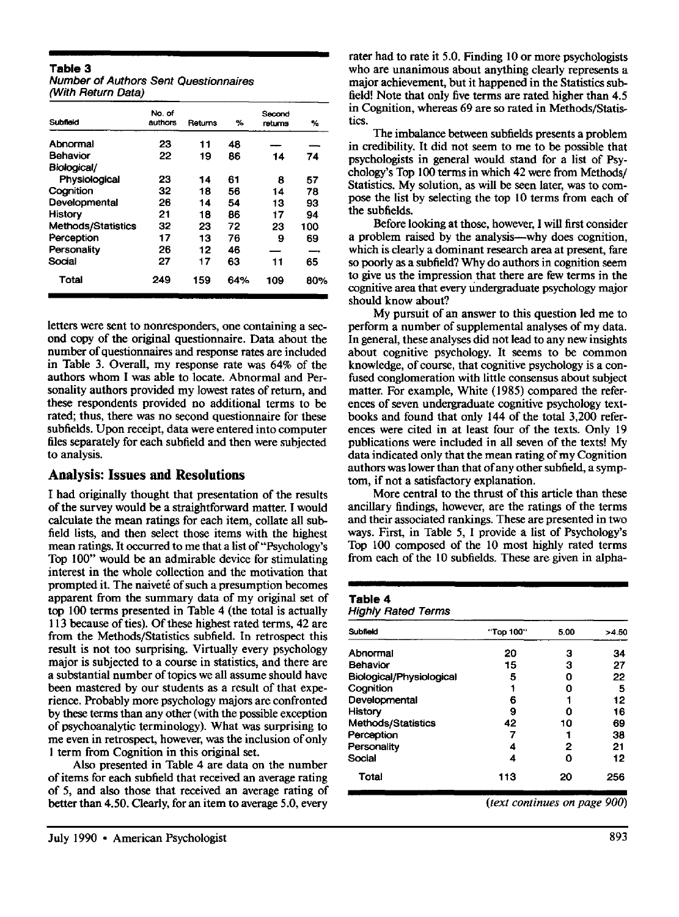**Table 3**
*Number of Authors Sent Questionnaires (With Return Data)*

| Subfield | No. of authors | Returns | % | Second returns | % |
|---|---|---|---|---|---|
| Abnormal | 23 | 11 | 48 | — | — |
| Behavior | 22 | 19 | 86 | 14 | 74 |
| Biological/ Physiological | 23 | 14 | 61 | 8 | 57 |
| Cognition | 32 | 18 | 56 | 14 | 78 |
| Developmental | 26 | 14 | 54 | 13 | 93 |
| History | 21 | 18 | 86 | 17 | 94 |
| Methods/Statistics | 32 | 23 | 72 | 23 | 100 |
| Perception | 17 | 13 | 76 | 9 | 69 |
| Personality | 26 | 12 | 46 | — | — |
| Social | 27 | 17 | 63 | 11 | 65 |
| Total | 249 | 159 | 64% | 109 | 80% |

letters were sent to nonresponders, one containing a second copy of the original questionnaire. Data about the number of questionnaires and response rates are included in Table 3. Overall, my response rate was 64% of the authors whom I was able to locate. Abnormal and Personality authors provided my lowest rates of return, and these respondents provided no additional terms to be rated; thus, there was no second questionnaire for these subfields. Upon receipt, data were entered into computer files separately for each subfield and then were subjected to analysis.

## Analysis: Issues and Resolutions

I had originally thought that presentation of the results of the survey would be a straightforward matter. I would calculate the mean ratings for each item, collate all subfield lists, and then select those items with the highest mean ratings. It occurred to me that a list of "Psychology's Top 100" would be an admirable device for stimulating interest in the whole collection and the motivation that prompted it. The naiveté of such a presumption becomes apparent from the summary data of my original set of top 100 terms presented in Table 4 (the total is actually 113 because of ties). Of these highest rated terms, 42 are from the Methods/Statistics subfield. In retrospect this result is not too surprising. Virtually every psychology major is subjected to a course in statistics, and there are a substantial number of topics we all assume should have been mastered by our students as a result of that experience. Probably more psychology majors are confronted by these terms than any other (with the possible exception of psychoanalytic terminology). What was surprising to me even in retrospect, however, was the inclusion of only 1 term from Cognition in this original set.

Also presented in Table 4 are data on the number of items for each subfield that received an average rating of 5, and also those that received an average rating of better than 4.50. Clearly, for an item to average 5.0, every rater had to rate it 5.0. Finding 10 or more psychologists who are unanimous about anything clearly represents a major achievement, but it happened in the Statistics subfield! Note that only five terms are rated higher than 4.5 in Cognition, whereas 69 are so rated in Methods/Statistics.

The imbalance between subfields presents a problem in credibility. It did not seem to me to be possible that psychologists in general would stand for a list of Psychology's Top 100 terms in which 42 were from Methods/Statistics. My solution, as will be seen later, was to compose the list by selecting the top 10 terms from each of the subfields.

Before looking at those, however, I will first consider a problem raised by the analysis—why does cognition, which is clearly a dominant research area at present, fare so poorly as a subfield? Why do authors in cognition seem to give us the impression that there are few terms in the cognitive area that every undergraduate psychology major should know about?

My pursuit of an answer to this question led me to perform a number of supplemental analyses of my data. In general, these analyses did not lead to any new insights about cognitive psychology. It seems to be common knowledge, of course, that cognitive psychology is a confused conglomeration with little consensus about subject matter. For example, White (1985) compared the references of seven undergraduate cognitive psychology textbooks and found that only 144 of the total 3,200 references were cited in at least four of the texts. Only 19 publications were included in all seven of the texts! My data indicated only that the mean rating of my Cognition authors was lower than that of any other subfield, a symptom, if not a satisfactory explanation.

More central to the thrust of this article than these ancillary findings, however, are the ratings of the terms and their associated rankings. These are presented in two ways. First, in Table 5, I provide a list of Psychology's Top 100 composed of the 10 most highly rated terms from each of the 10 subfields. These are given in alpha-

**Table 4**
*Highly Rated Terms*

| Subfield | "Top 100" | 5.00 | >4.50 |
|---|---|---|---|
| Abnormal | 20 | 3 | 34 |
| Behavior | 15 | 3 | 27 |
| Biological/Physiological | 5 | 0 | 22 |
| Cognition | 1 | 0 | 5 |
| Developmental | 6 | 1 | 12 |
| History | 9 | 0 | 16 |
| Methods/Statistics | 42 | 10 | 69 |
| Perception | 7 | 1 | 38 |
| Personality | 4 | 2 | 21 |
| Social | 4 | 0 | 12 |
| Total | 113 | 20 | 256 |

*(text continues on page 900)*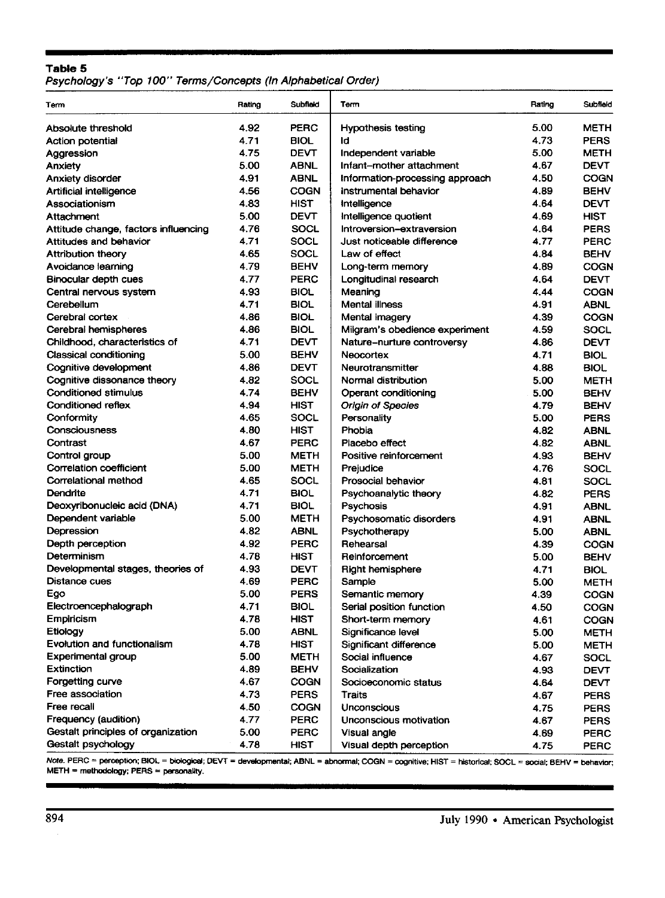**Table 5**
*Psychology's "Top 100" Terms/Concepts (In Alphabetical Order)*

| Term | Rating | Subfield | Term | Rating | Subfield |
|---|---|---|---|---|---|
| Absolute threshold | 4.92 | PERC | Hypothesis testing | 5.00 | METH |
| Action potential | 4.71 | BIOL | Id | 4.73 | PERS |
| Aggression | 4.75 | DEVT | Independent variable | 5.00 | METH |
| Anxiety | 5.00 | ABNL | Infant–mother attachment | 4.67 | DEVT |
| Anxiety disorder | 4.91 | ABNL | Information-processing approach | 4.50 | COGN |
| Artificial intelligence | 4.56 | COGN | Instrumental behavior | 4.89 | BEHV |
| Associationism | 4.83 | HIST | Intelligence | 4.64 | DEVT |
| Attachment | 5.00 | DEVT | Intelligence quotient | 4.69 | HIST |
| Attitude change, factors influencing | 4.76 | SOCL | Introversion–extraversion | 4.64 | PERS |
| Attitudes and behavior | 4.71 | SOCL | Just noticeable difference | 4.77 | PERC |
| Attribution theory | 4.65 | SOCL | Law of effect | 4.84 | BEHV |
| Avoidance learning | 4.79 | BEHV | Long-term memory | 4.89 | COGN |
| Binocular depth cues | 4.77 | PERC | Longitudinal research | 4.64 | DEVT |
| Central nervous system | 4.93 | BIOL | Meaning | 4.44 | COGN |
| Cerebellum | 4.71 | BIOL | Mental illness | 4.91 | ABNL |
| Cerebral cortex | 4.86 | BIOL | Mental imagery | 4.39 | COGN |
| Cerebral hemispheres | 4.86 | BIOL | Milgram's obedience experiment | 4.59 | SOCL |
| Childhood, characteristics of | 4.71 | DEVT | Nature–nurture controversy | 4.86 | DEVT |
| Classical conditioning | 5.00 | BEHV | Neocortex | 4.71 | BIOL |
| Cognitive development | 4.86 | DEVT | Neurotransmitter | 4.88 | BIOL |
| Cognitive dissonance theory | 4.82 | SOCL | Normal distribution | 5.00 | METH |
| Conditioned stimulus | 4.74 | BEHV | Operant conditioning | 5.00 | BEHV |
| Conditioned reflex | 4.94 | HIST | *Origin of Species* | 4.79 | BEHV |
| Conformity | 4.65 | SOCL | Personality | 5.00 | PERS |
| Consciousness | 4.80 | HIST | Phobia | 4.82 | ABNL |
| Contrast | 4.67 | PERC | Placebo effect | 4.82 | ABNL |
| Control group | 5.00 | METH | Positive reinforcement | 4.93 | BEHV |
| Correlation coefficient | 5.00 | METH | Prejudice | 4.76 | SOCL |
| Correlational method | 4.65 | SOCL | Prosocial behavior | 4.81 | SOCL |
| Dendrite | 4.71 | BIOL | Psychoanalytic theory | 4.82 | PERS |
| Deoxyribonucleic acid (DNA) | 4.71 | BIOL | Psychosis | 4.91 | ABNL |
| Dependent variable | 5.00 | METH | Psychosomatic disorders | 4.91 | ABNL |
| Depression | 4.82 | ABNL | Psychotherapy | 5.00 | ABNL |
| Depth perception | 4.92 | PERC | Rehearsal | 4.39 | COGN |
| Determinism | 4.78 | HIST | Reinforcement | 5.00 | BEHV |
| Developmental stages, theories of | 4.93 | DEVT | Right hemisphere | 4.71 | BIOL |
| Distance cues | 4.69 | PERC | Sample | 5.00 | METH |
| Ego | 5.00 | PERS | Semantic memory | 4.39 | COGN |
| Electroencephalograph | 4.71 | BIOL | Serial position function | 4.50 | COGN |
| Empiricism | 4.78 | HIST | Short-term memory | 4.61 | COGN |
| Etiology | 5.00 | ABNL | Significance level | 5.00 | METH |
| Evolution and functionalism | 4.78 | HIST | Significant difference | 5.00 | METH |
| Experimental group | 5.00 | METH | Social influence | 4.67 | SOCL |
| Extinction | 4.89 | BEHV | Socialization | 4.93 | DEVT |
| Forgetting curve | 4.67 | COGN | Socioeconomic status | 4.64 | DEVT |
| Free association | 4.73 | PERS | Traits | 4.67 | PERS |
| Free recall | 4.50 | COGN | Unconscious | 4.75 | PERS |
| Frequency (audition) | 4.77 | PERC | Unconscious motivation | 4.67 | PERS |
| Gestalt principles of organization | 5.00 | PERC | Visual angle | 4.69 | PERC |
| Gestalt psychology | 4.78 | HIST | Visual depth perception | 4.75 | PERC |

*Note.* PERC = perception; BIOL = biological; DEVT = developmental; ABNL = abnormal; COGN = cognitive; HIST = historical; SOCL = social; BEHV = behavior; METH = methodology; PERS = personality.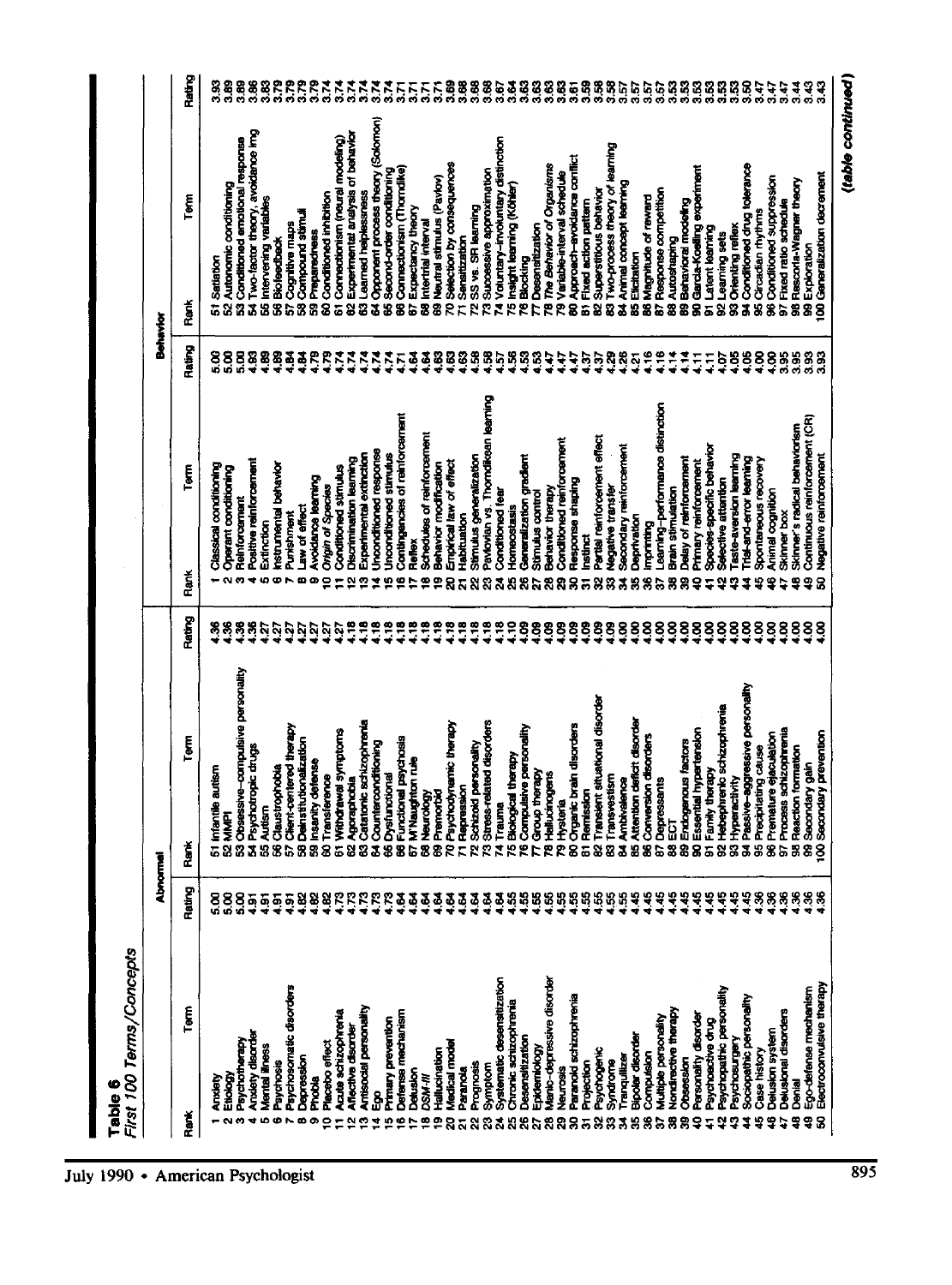**Table 6**
*First 100 Terms/Concepts*

| Abnormal | | | | | | Behavior | | | | | |
|---|---|---|---|---|---|---|---|---|---|---|---|
| Rank | Term | Rating | Rank | Term | Rating | Rank | Term | Rating | Rank | Term | Rating |
| 1 | Anxiety | 5.00 | 51 | Infantile autism | 4.36 | 1 | Classical conditioning | 5.00 | 51 | Satiation | 3.93 |
| 2 | Etiology | 5.00 | 52 | MMPI | 4.36 | 2 | Operant conditioning | 5.00 | 52 | Autonomic conditioning | 3.89 |
| 3 | Psychotherapy | 5.00 | 53 | Obsessive–compulsive personality | 4.36 | 3 | Reinforcement | 5.00 | 53 | Conditioned emotional response | 3.89 |
| 4 | Anxiety disorder | 4.91 | 54 | Psychotropic drugs | 4.36 | 4 | Positive reinforcement | 4.93 | 54 | Two-factor theory, avoidance lrng | 3.86 |
| 5 | Mental illness | 4.91 | 55 | Autism | 4.27 | 5 | Extinction | 4.89 | 55 | Intervening variables | 3.83 |
| 6 | Psychosis | 4.91 | 56 | Claustrophobia | 4.27 | 6 | Instrumental behavior | 4.89 | 56 | Biofeedback | 3.79 |
| 7 | Psychosomatic disorders | 4.91 | 57 | Client-centered therapy | 4.27 | 7 | Punishment | 4.84 | 57 | Cognitive maps | 3.79 |
| 8 | Depression | 4.82 | 58 | Deinstitutionalization | 4.27 | 8 | Law of effect | 4.84 | 58 | Compound stimuli | 3.79 |
| 9 | Phobia | 4.82 | 59 | Insanity defense | 4.27 | 9 | Avoidance learning | 4.79 | 59 | Preparedness | 3.79 |
| 10 | Placebo effect | 4.82 | 60 | Transference | 4.27 | 10 | *Origin of Species* | 4.79 | 60 | Conditioned inhibition | 3.74 |
| 11 | Acute schizophrenia | 4.73 | 61 | Withdrawal symptoms | 4.27 | 11 | Conditioned stimulus | 4.74 | 61 | Connectionism (neural modeling) | 3.74 |
| 12 | Affective disorder | 4.73 | 62 | Agoraphobia | 4.18 | 12 | Discrimination learning | 4.74 | 62 | Experimental analysis of behavior | 3.74 |
| 13 | Antisocial personality | 4.73 | 63 | Catatonic schizophrenia | 4.18 | 13 | Experimental extinction | 4.74 | 63 | Learned helplessness | 3.74 |
| 14 | Ego | 4.73 | 64 | Counterconditioning | 4.18 | 14 | Unconditioned response | 4.74 | 64 | Opponent process theory (Solomon) | 3.74 |
| 15 | Primary prevention | 4.73 | 65 | Dysfunctional | 4.18 | 15 | Unconditioned stimulus | 4.74 | 65 | Second-order conditioning | 3.74 |
| 16 | Defense mechanism | 4.64 | 66 | Functional psychosis | 4.18 | 16 | Contingencies of reinforcement | 4.71 | 66 | Connectionism (Thorndike) | 3.71 |
| 17 | Delusion | 4.64 | 67 | M'Naughton rule | 4.18 | 17 | Reflex | 4.64 | 67 | Expectancy theory | 3.71 |
| 18 | *DSM-III* | 4.64 | 68 | Neurology | 4.18 | 18 | Schedules of reinforcement | 4.64 | 68 | Intertrial interval | 3.71 |
| 19 | Hallucination | 4.64 | 69 | Premorbid | 4.18 | 19 | Behavior modification | 4.63 | 69 | Neutral stimulus (Pavlov) | 3.71 |
| 20 | Medical model | 4.64 | 70 | Psychodynamic therapy | 4.18 | 20 | Empirical law of effect | 4.63 | 70 | Selection by consequences | 3.69 |
| 21 | Paranoia | 4.64 | 71 | Repression | 4.18 | 21 | Habituation | 4.63 | 71 | Sensitization | 3.68 |
| 22 | Prognosis | 4.64 | 72 | Schizoid personality | 4.18 | 22 | Stimulus generalization | 4.58 | 72 | SS vs. SR learning | 3.68 |
| 23 | Symptom | 4.64 | 73 | Stress-related disorders | 4.18 | 23 | Pavlovian vs. Thorndikean learning | 4.58 | 73 | Successive approximation | 3.68 |
| 24 | Systematic desensitization | 4.64 | 74 | Trauma | 4.10 | 24 | Conditioned fear | 4.57 | 74 | Voluntary–involuntary distinction | 3.67 |
| 25 | Chronic schizophrenia | 4.55 | 75 | Biological therapy | 4.09 | 25 | Homeostasis | 4.56 | 75 | Insight learning (Köhler) | 3.64 |
| 26 | Desensitization | 4.55 | 76 | Compulsive personality | 4.09 | 26 | Generalization gradient | 4.53 | 76 | Blocking | 3.63 |
| 27 | Epidemiology | 4.55 | 77 | Group therapy | 4.09 | 27 | Stimulus control | 4.53 | 77 | Desensitization | 3.63 |
| 28 | Manic–depressive disorder | 4.55 | 78 | Hallucinogens | 4.09 | 28 | Behavior therapy | 4.47 | 78 | *The Behavior of Organisms* | 3.63 |
| 29 | Neurosis | 4.55 | 79 | Hysteria | 4.09 | 29 | Conditioned reinforcement | 4.47 | 79 | Variable-interval schedule | 3.63 |
| 30 | Paranoid schizophrenia | 4.55 | 80 | Organic brain disorders | 4.09 | 30 | Response shaping | 4.47 | 80 | Approach–avoidance conflict | 3.61 |
| 31 | Projection | 4.55 | 81 | Remission | 4.09 | 31 | Instinct | 4.37 | 81 | Fixed action pattern | 3.59 |
| 32 | Psychogenic | 4.55 | 82 | Transient situational disorder | 4.09 | 32 | Partial reinforcement effect | 4.37 | 82 | Superstitious behavior | 3.58 |
| 33 | Syndrome | 4.55 | 83 | Transvestism | 4.09 | 33 | Negative transfer | 4.29 | 83 | Two-process theory of learning | 3.58 |
| 34 | Tranquilizer | 4.55 | 84 | Ambivalence | 4.00 | 34 | Secondary reinforcement | 4.26 | 84 | Animal concept learning | 3.57 |
| 35 | Bipolar disorder | 4.45 | 85 | Attention deficit disorder | 4.00 | 35 | Deprivation | 4.21 | 85 | Elicitation | 3.57 |
| 36 | Compulsion | 4.45 | 86 | Conversion disorders | 4.00 | 36 | Imprinting | 4.16 | 86 | Magnitude of reward | 3.57 |
| 37 | Multiple personality | 4.45 | 87 | Depressants | 4.00 | 37 | Learning–performance distinction | 4.16 | 87 | Response competition | 3.57 |
| 38 | Nondirective therapy | 4.45 | 88 | ECT | 4.00 | 38 | Brain stimulation | 4.14 | 88 | Autoshaping | 3.53 |
| 39 | Obsession | 4.45 | 89 | Endogenous factors | 4.00 | 39 | Delay of reinforcement | 4.14 | 89 | Behavioral modeling | 3.53 |
| 40 | Personality disorder | 4.45 | 90 | Essential hypertension | 4.00 | 40 | Primary reinforcement | 4.11 | 90 | Garcia-Koelling experiment | 3.53 |
| 41 | Psychoactive drug | 4.45 | 91 | Family therapy | 4.00 | 41 | Species-specific behavior | 4.11 | 91 | Latent learning | 3.53 |
| 42 | Psychopathic personality | 4.45 | 92 | Hebephrenic schizophrenia | 4.00 | 42 | Selective attention | 4.07 | 92 | Learning sets | 3.53 |
| 43 | Psychosurgery | 4.45 | 93 | Hyperactivity | 4.00 | 43 | Taste-aversion learning | 4.05 | 93 | Orienting reflex | 3.53 |
| 44 | Sociopathic personality | 4.45 | 94 | Passive–aggressive personality | 4.00 | 44 | Trial-and-error learning | 4.05 | 94 | Conditioned drug tolerance | 3.50 |
| 45 | Case history | 4.36 | 95 | Precipitating cause | 4.00 | 45 | Spontaneous recovery | 4.00 | 95 | Circadian rhythms | 3.47 |
| 46 | Delusion system | 4.36 | 96 | Premature ejaculation | 4.00 | 46 | Animal cognition | 4.00 | 96 | Conditioned suppression | 3.47 |
| 47 | Delusional disorders | 4.36 | 97 | Process schizophrenia | 4.00 | 47 | Skinner box | 3.95 | 97 | Fixed ratio schedule | 3.47 |
| 48 | Denial | 4.36 | 98 | Reaction formation | 4.00 | 48 | Skinner's radical behaviorism | 3.95 | 98 | Rescorla-Wagner theory | 3.44 |
| 49 | Ego-defense mechanism | 4.36 | 99 | Secondary gain | 4.00 | 49 | Continuous reinforcement (CR) | 3.93 | 99 | Exploration | 3.43 |
| 50 | Electroconvulsive therapy | 4.36 | 100 | Secondary prevention | 4.00 | 50 | Negative reinforcement | 3.93 | 100 | Generalization decrement | 3.43 |

*(table continued)*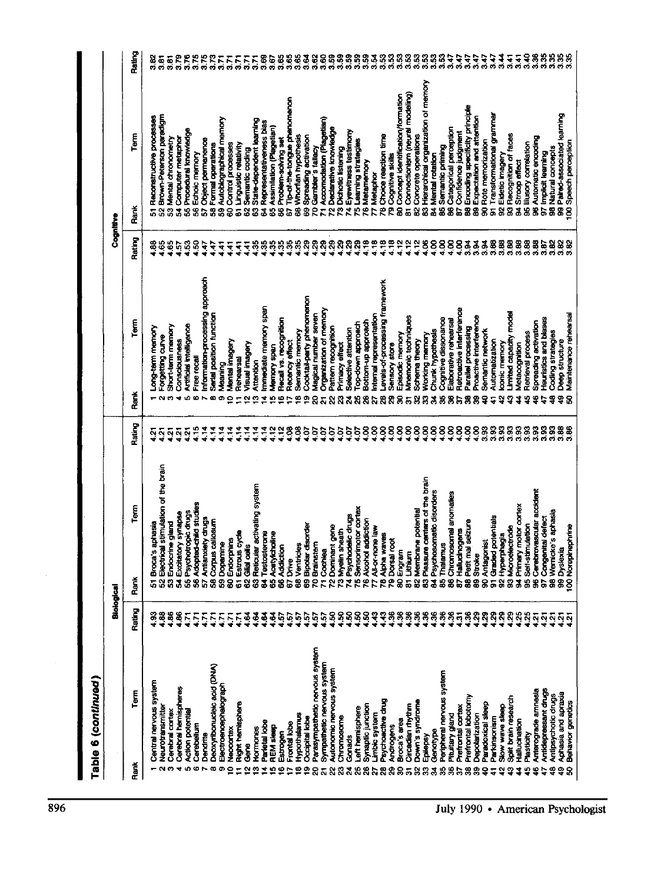**Table 6 (continued)**

| Biological | | | | | | Cognitive | | | | | |
|---|---|---|---|---|---|---|---|---|---|---|---|
| Rank | Term | Rating | Rank | Term | Rating | Rank | Term | Rating | Rank | Term | Rating |
| 1 | Central nervous system | 4.93 | 51 | Broca's aphasia | 4.21 | 1 | Long-term memory | 4.88 | 51 | Reconstructive processes | 3.82 |
| 2 | Neurotransmitter | 4.88 | 52 | Electrical stimulation of the brain | 4.21 | 2 | Forgetting curve | 4.65 | 52 | Brown-Peterson paradigm | 3.81 |
| 3 | Cerebral cortex | 4.86 | 53 | Endocrine gland | 4.21 | 3 | Short-term memory | 4.65 | 53 | Mental chronometry | 3.81 |
| 4 | Cerebral hemispheres | 4.86 | 54 | Excitatory synapse | 4.21 | 4 | Consciousness | 4.57 | 54 | Computer metaphor | 3.79 |
| 5 | Action potential | 4.71 | 55 | Psychotropic drugs | 4.21 | 5 | Artificial intelligence | 4.53 | 55 | Procedural knowledge | 3.76 |
| 6 | Cerebellum | 4.71 | 56 | Adopted-child studies | 4.15 | 6 | Free recall | 4.50 | 56 | Echoic memory | 3.75 |
| 7 | Dendrite | 4.71 | 57 | Antianxiety drugs | 4.14 | 7 | Information-processing approach | 4.47 | 57 | Object permanence | 3.75 |
| 8 | Deoxyribonucleic acid (DNA) | 4.71 | 58 | Corpus callosum | 4.14 | 8 | Serial position function | 4.47 | 58 | Formal operations | 3.73 |
| 9 | Electroencephalograph | 4.71 | 59 | Dopamine | 4.14 | 9 | Meaning | 4.41 | 59 | Autobiographical memory | 3.71 |
| 10 | Neocortex | 4.71 | 60 | Endorphins | 4.14 | 10 | Mental imagery | 4.41 | 60 | Control processes | 3.71 |
| 11 | Right hemisphere | 4.71 | 61 | Estrous cycle | 4.14 | 11 | Rehearsal | 4.41 | 61 | Linguistic relativity | 3.71 |
| 12 | Gene | 4.64 | 62 | Glial cells | 4.14 | 12 | Visual imagery | 4.41 | 62 | Semantic coding | 3.71 |
| 13 | Hormones | 4.64 | 63 | Reticular activating system | 4.14 | 13 | Attention | 4.35 | 63 | State-dependent learning | 3.71 |
| 14 | Parietal lobe | 4.64 | 64 | Testosterone | 4.14 | 14 | Immediate memory span | 4.35 | 64 | Representativeness bias | 3.69 |
| 15 | REM sleep | 4.64 | 65 | Acetylcholine | 4.12 | 15 | Memory span | 4.35 | 65 | Assimilation (Piagetian) | 3.67 |
| 16 | Estrogen | 4.57 | 66 | Addiction | 4.12 | 16 | Recall vs. recognition | 4.35 | 66 | Problem-solving set | 3.65 |
| 17 | Frontal lobe | 4.57 | 67 | Drive | 4.08 | 17 | Recency effect | 4.35 | 67 | Tip-of-the-tongue phenomenon | 3.65 |
| 18 | Hypothalamus | 4.57 | 68 | Ventricles | 4.08 | 18 | Semantic memory | 4.35 | 68 | Whorfian hypothesis | 3.65 |
| 19 | Occipital lobe | 4.57 | 69 | Bipolar disorder | 4.07 | 19 | Cocktail-party phenomenon | 4.29 | 69 | Spreading activation | 3.64 |
| 20 | Parasympathetic nervous system | 4.57 | 70 | Brainstem | 4.07 | 20 | Magical number seven | 4.29 | 70 | Gambler's fallacy | 3.62 |
| 21 | Sympathetic nervous system | 4.57 | 71 | Cochlea | 4.07 | 21 | Organization of memory | 4.29 | 71 | Accommodation (Piagetian) | 3.60 |
| 22 | Autonomic nervous system | 4.50 | 72 | Dominant gene | 4.07 | 22 | Pattern recognition | 4.29 | 72 | Declarative knowledge | 3.59 |
| 23 | Chromosome | 4.50 | 73 | Myelin sheath | 4.07 | 23 | Primacy effect | 4.29 | 73 | Dichotic listening | 3.59 |
| 24 | Gonads | 4.50 | 74 | Psychodelic drugs | 4.07 | 24 | Selective attention | 4.29 | 74 | Eyewitness testimony | 3.59 |
| 25 | Left hemisphere | 4.50 | 75 | Sensorimotor cortex | 4.07 | 25 | Top-down approach | 4.29 | 75 | Learning strategies | 3.59 |
| 26 | Synaptic junction | 4.50 | 76 | Alcohol addiction | 4.00 | 26 | Bottom-up approach | 4.18 | 76 | Metamemory | 3.59 |
| 27 | Limbic system | 4.43 | 77 | All-or-none law | 4.00 | 27 | Internal representation | 4.18 | 77 | Metaphor | 3.54 |
| 28 | Psychoactive drug | 4.43 | 78 | Alpha waves | 4.00 | 28 | Levels-of-processing framework | 4.18 | 78 | Choice reaction time | 3.53 |
| 29 | Androgens | 4.36 | 79 | Dorsal root | 4.00 | 29 | Sensory store | 4.18 | 79 | Cognitive skills | 3.53 |
| 30 | Broca's area | 4.36 | 80 | Engram | 4.00 | 30 | Episodic memory | 4.12 | 80 | Concept identification/formation | 3.53 |
| 31 | Circadian rhythm | 4.36 | 81 | Lithium | 4.00 | 31 | Mnemonic techniques | 4.12 | 81 | Connectionism (neural modeling) | 3.53 |
| 32 | Down's syndrome | 4.36 | 82 | Membrane potential | 4.00 | 32 | Schema theory | 4.12 | 82 | Concrete operations | 3.53 |
| 33 | Epilepsy | 4.36 | 83 | Pleasure centers of the brain | 4.00 | 33 | Working memory | 4.06 | 83 | Hierarchical organization of memory | 3.53 |
| 34 | Genotype | 4.36 | 84 | Psychosomatic disorders | 4.00 | 34 | Chunk hypothesis | 4.00 | 84 | Mental rotation | 3.53 |
| 35 | Peripheral nervous system | 4.36 | 85 | Thalamus | 4.00 | 35 | Cognitive dissonance | 4.00 | 85 | Semantic priming | 3.53 |
| 36 | Pituitary gland | 4.36 | 86 | Chromosomal anomalies | 4.00 | 36 | Elaborative rehearsal | 4.00 | 86 | Categorical perception | 3.47 |
| 37 | Prefrontal cortex | 4.31 | 87 | Hallucinogens | 4.00 | 37 | Retroactive interference | 4.00 | 87 | Confidence judgment | 3.47 |
| 38 | Prefrontal lobotomy | 4.36 | 88 | Petit mal seizure | 4.00 | 38 | Parallel processing | 3.94 | 88 | Encoding specificity principle | 3.47 |
| 39 | Depolarization | 4.29 | 89 | Stroke | 4.00 | 39 | Proactive interference | 3.94 | 89 | Expectation and attention | 3.47 |
| 40 | Paradoxical sleep | 4.29 | 90 | Antagonist | 3.93 | 40 | Semantic network | 3.94 | 90 | Rote memorization | 3.47 |
| 41 | Parkinsonism | 4.29 | 91 | Graded potentials | 3.93 | 41 | Automatization | 3.88 | 91 | Transformational grammar | 3.47 |
| 42 | Slow wave sleep | 4.29 | 92 | Hyperphagia | 3.93 | 42 | Iconic memory | 3.88 | 92 | Eidetic imagery | 3.44 |
| 43 | Split brain research | 4.29 | 93 | Microelectrode | 3.93 | 43 | Limited capacity model | 3.88 | 93 | Recognition of faces | 3.41 |
| 44 | Hallucination | 4.25 | 94 | Primary motor cortex | 3.93 | 44 | Metacognition | 3.88 | 94 | Stroop effect | 3.41 |
| 45 | Plasticity | 4.25 | 95 | Self-stimulation | 3.93 | 45 | Retrieval process | 3.88 | 95 | Illusory correlation | 3.40 |
| 46 | Anterograde amnesia | 4.21 | 96 | Cerebrovascular accident | 3.93 | 46 | Spreading activation | 3.88 | 96 | Automatic encoding | 3.36 |
| 47 | Antidepressant drugs | 4.21 | 97 | Congenital defect | 3.93 | 47 | Heuristics and biases | 3.87 | 97 | Implicit learning | 3.35 |
| 48 | Antipsychotic drugs | 4.21 | 98 | Wernicke's aphasia | 3.93 | 48 | Coding strategies | 3.82 | 98 | Natural concepts | 3.35 |
| 49 | Aphasia and apraxia | 4.21 | 99 | Dyslexia | 3.88 | 49 | Deep structure | 3.82 | 99 | Paired-associated learning | 3.35 |
| 50 | Behavior genetics | 4.21 | 100 | Norepinephrine | 3.86 | 50 | Maintenance rehearsal | 3.82 | 100 | Speech perception | 3.35 |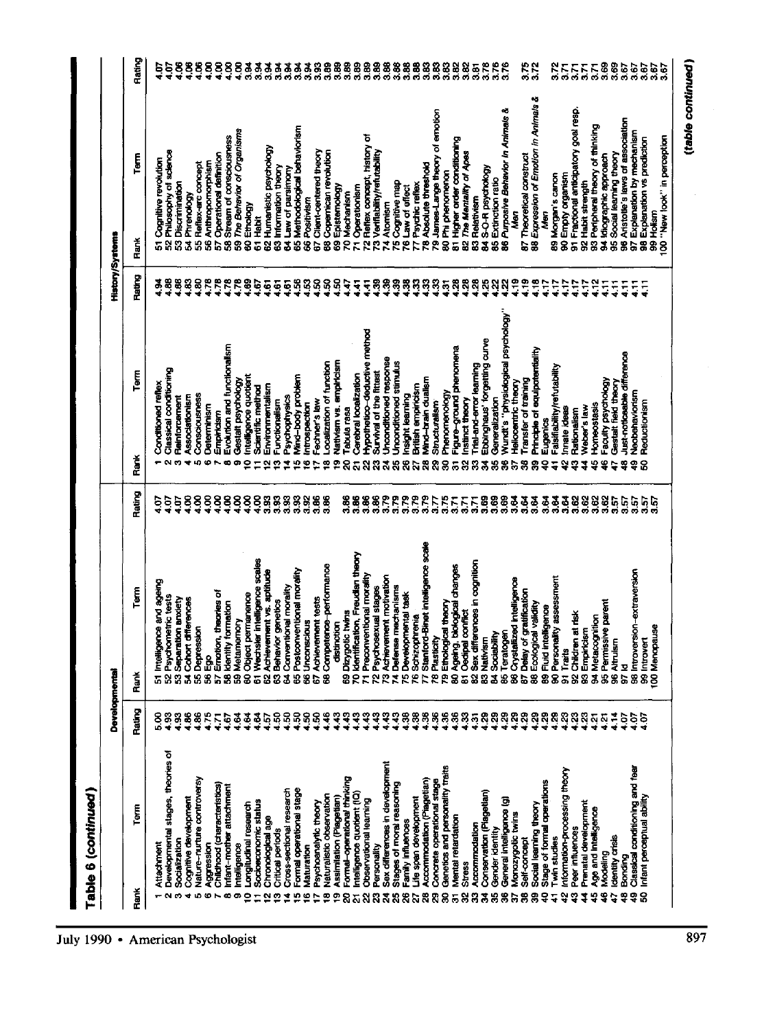## Table 6 (continued)

| Developmental | | | | | | History/Systems | | | | | |
|---|---|---|---|---|---|---|---|---|---|---|---|
| Rank | Term | Rating | Rank | Term | Rating | Rank | Term | Rating | Rank | Term | Rating |
| 1 | Attachment | 5.00 | 51 | Intelligence and ageing | 4.07 | 1 | Conditioned reflex | 4.94 | 51 | Cognitive revolution | 4.07 |
| 2 | Developmental stages, theories of | 4.93 | 52 | Psychometric tests | 4.07 | 2 | Classical conditioning | 4.88 | 52 | Philosophy of science | 4.07 |
| 3 | Socialization | 4.93 | 53 | Separation anxiety | 4.07 | 3 | Reinforcement | 4.88 | 53 | Discrimination | 4.06 |
| 4 | Cognitive development | 4.86 | 54 | Cohort differences | 4.00 | 4 | Associationism | 4.83 | 54 | Phrenology | 4.06 |
| 5 | Nature–nurture controversy | 4.86 | 55 | Depression | 4.00 | 5 | Consciousness | 4.80 | 55 | Reflex-arc concept | 4.06 |
| 6 | Aggression | 4.75 | 56 | Ego | 4.00 | 6 | Determinism | 4.78 | 56 | Anthropomorphism | 4.00 |
| 7 | Childhood (characteristics) | 4.71 | 57 | Emotion, theories of | 4.00 | 7 | Empiricism | 4.78 | 57 | Operational definition | 4.00 |
| 8 | Infant–mother attachment | 4.67 | 58 | Identity formation | 4.00 | 8 | Evolution and functionalism | 4.78 | 58 | Stream of consciousness | 4.00 |
| 9 | Intelligence | 4.64 | 59 | Metamemory | 4.00 | 9 | Gestalt psychology | 4.78 | 59 | *The Behavior of Organisms* | 4.00 |
| 10 | Longitudinal research | 4.64 | 60 | Object permanence | 4.00 | 10 | Intelligence quotient | 4.69 | 60 | Ethology | 4.00 |
| 11 | Socioeconomic status | 4.64 | 61 | Wechsler intelligence scales | 4.00 | 11 | Scientific method | 4.67 | 61 | Habit | 3.94 |
| 12 | Chronological age | 4.57 | 62 | Achievement vs. aptitude | 3.93 | 12 | Environmentalism | 4.61 | 62 | Humanistic psychology | 3.94 |
| 13 | Critical periods | 4.50 | 63 | Behavior genetics | 3.93 | 13 | Functionalism | 4.61 | 63 | Information theory | 3.94 |
| 14 | Cross-sectional research | 4.50 | 64 | Conventional morality | 3.93 | 14 | Psychophysics | 4.61 | 64 | Law of parsimony | 3.94 |
| 15 | Formal operational stage | 4.50 | 65 | Postconventional morality | 3.93 | 15 | Mind–body problem | 4.56 | 65 | Methodological behaviorism | 3.94 |
| 16 | Maturation | 4.50 | 66 | Unconscious | 3.92 | 16 | Introspection | 4.53 | 66 | Positivism | 3.94 |
| 17 | Psychoanalytic theory | 4.50 | 67 | Achievement tests | 3.86 | 17 | Fechner's law | 4.50 | 67 | Client-centered theory | 3.93 |
| 18 | Naturalistic observation | 4.46 | 68 | Competence–performance distinction | 3.86 | 18 | Localization of function | 4.50 | 68 | Copernican revolution | 3.89 |
| 19 | Assimilation (Piagetian) | 4.43 | 69 | Dizygotic twins | 3.86 | 19 | Nativism vs. empiricism | 4.50 | 69 | Epistemology | 3.89 |
| 20 | Formal–operational thinking | 4.43 | 70 | Identification, Freudian theory | 3.86 | 20 | Tabula rasa | 4.47 | 70 | Mechanism | 3.89 |
| 21 | Intelligence quotient (IQ) | 4.43 | 71 | Preconventional morality | 3.86 | 21 | Cerebral localization | 4.41 | 71 | Operationism | 3.89 |
| 22 | Observational learning | 4.43 | 72 | Psychosexual stages | 3.86 | 22 | Hypothetico–deductive method | 4.41 | 72 | Reflex concept, history of | 3.89 |
| 23 | Personality | 4.43 | 73 | Achievement motivation | 3.79 | 23 | Survival of the fittest | 4.39 | 73 | Verifiability/refutability | 3.89 |
| 24 | Sex differences in development | 4.43 | 74 | Defense mechanisms | 3.79 | 24 | Unconditioned response | 4.39 | 74 | Atomism | 3.88 |
| 25 | Stages of moral reasoning | 4.43 | 75 | Developmental task | 3.79 | 25 | Unconditioned stimulus | 4.39 | 75 | Cognitive map | 3.88 |
| 26 | Family influences | 4.38 | 76 | Schizophrenia | 3.79 | 26 | Insight learning | 4.38 | 76 | Law of effect | 3.88 |
| 27 | Life span development | 4.38 | 77 | Stanford-Binet intelligence scale | 3.79 | 27 | British empiricism | 4.33 | 77 | Psychic reflex | 3.88 |
| 28 | Accommodation (Piagetian) | 4.36 | 78 | Plasticity | 3.77 | 28 | Mind–brain dualism | 4.33 | 78 | Absolute threshold | 3.83 |
| 29 | Concrete operational stage | 4.36 | 79 | Ethological theory | 3.75 | 29 | Structuralism | 4.33 | 79 | James-Lange theory of emotion | 3.83 |
| 30 | Genetics and personality traits | 4.36 | 80 | Ageing, biological changes | 3.71 | 30 | Phenomenology | 4.31 | 80 | Phi phenomenon | 3.83 |
| 31 | Mental retardation | 4.36 | 81 | Oedipal conflict | 3.71 | 31 | Figure–ground phenomena | 4.28 | 81 | Higher order conditioning | 3.82 |
| 32 | Stress | 4.33 | 82 | Sex differences in cognition | 3.71 | 32 | Instinct theory | 4.28 | 82 | *The Mentality of Apes* | 3.82 |
| 33 | Accommodation | 4.31 | 83 | Nativism | 3.69 | 33 | Trial-and-error learning | 4.28 | 83 | Relativism | 3.81 |
| 34 | Conservation (Piagetian) | 4.29 | 84 | Sociability | 3.69 | 34 | Ebbinghaus' forgetting curve | 4.25 | 84 | S-O-R psychology | 3.78 |
| 35 | Gender identity | 4.29 | 85 | Teratogen | 3.69 | 35 | Generalization | 4.22 | 85 | Extinction ratio | 3.76 |
| 36 | General intelligence (g) | 4.29 | 86 | Crystallized intelligence | 3.64 | 36 | Wundt's "physiological psychology" | 4.22 | 86 | *Purposive Behavior in Animals & Men* | 3.76 |
| 37 | Monozygotic twins | 4.29 | 87 | Delay of gratification | 3.64 | 37 | Heliocentric theory | 4.19 | 87 | Theoretical construct | 3.75 |
| 38 | Self-concept | 4.29 | 88 | Ecological validity | 3.64 | 38 | Transfer of training | 4.19 | 88 | *Expression of Emotion in Animals & Men* | 3.72 |
| 39 | Social learning theory | 4.29 | 89 | Fluid intelligence | 3.64 | 39 | Principle of equipotentiality | 4.18 | 89 | Morgan's canon | 3.72 |
| 40 | Stage of formal operations | 4.29 | 90 | Personality assessment | 3.64 | 40 | Eugenics | 4.17 | 90 | Empty organism | 3.71 |
| 41 | Twin studies | 4.29 | 91 | Traits | 3.64 | 41 | Falsifiability/refutability | 4.17 | 91 | Fractional anticipatory goal resp. | 3.71 |
| 42 | Information-processing theory | 4.23 | 92 | Children at risk | 3.62 | 42 | Innate ideas | 4.17 | 92 | Habit strength | 3.71 |
| 43 | Peer influences | 4.23 | 93 | Empiricism | 3.62 | 43 | Rationalism | 4.17 | 93 | Peripheral theory of thinking | 3.71 |
| 44 | Prenatal development | 4.23 | 94 | Metacognition | 3.62 | 44 | Weber's law | 4.17 | 94 | Idiographic approach | 3.69 |
| 45 | Age and intelligence | 4.21 | 95 | Permissive parent | 3.62 | 45 | Homeostasis | 4.12 | 95 | Social learning theory | 3.69 |
| 46 | Modeling | 4.21 | 96 | Altruism | 3.57 | 46 | Faculty psychology | 4.11 | 96 | Aristotle's laws of association | 3.67 |
| 47 | Identity crisis | 4.14 | 97 | Id | 3.57 | 47 | Gestalt field theory | 4.11 | 97 | Explanation by mechanism | 3.67 |
| 48 | Bonding | 4.07 | 98 | Introversion–extraversion | 3.57 | 48 | Just-noticeable difference | 4.11 | 98 | Explanation vs prediction | 3.67 |
| 49 | Classical conditioning and fear | 4.07 | 99 | Introvert | 3.57 | 49 | Neobehaviorism | 4.11 | 99 | Holism | 3.67 |
| 50 | Infant perceptual ability | 4.07 | 100 | Menopause | 3.57 | 50 | Reductionism | 4.11 | 100 | "New look" in perception | 3.67 |

*(table continued)*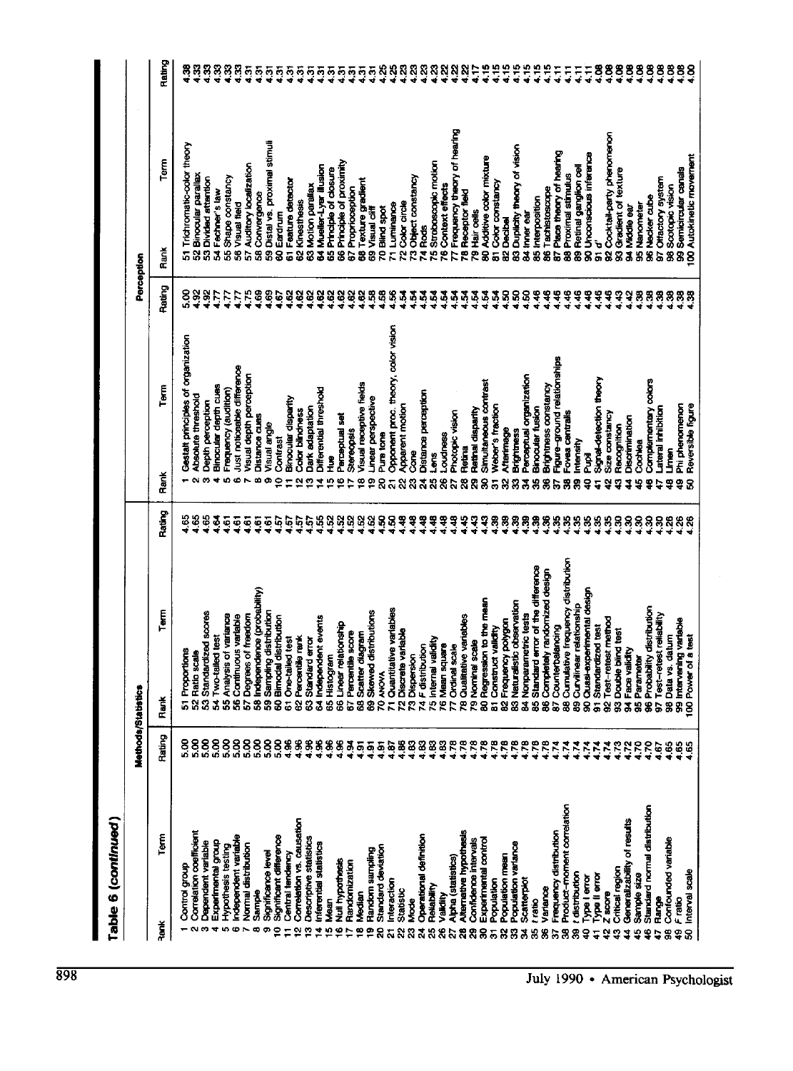## Table 6 (*continued*)

| Methods/Statistics | | | | | | Perception | | | | | |
|---|---|---|---|---|---|---|---|---|---|---|---|
| Rank | Term | Rating | Rank | Term | Rating | Rank | Term | Rating | Rank | Term | Rating |
| 1 | Control group | 5.00 | 51 | Proportions | 4.65 | 1 | Gestalt principles of organization | 5.00 | 51 | Trichromatic-color theory | 4.38 |
| 2 | Correlation coefficient | 5.00 | 52 | Ratio scale | 4.65 | 2 | Absolute threshold | 4.92 | 52 | Binocular parallax | 4.33 |
| 3 | Dependent variable | 5.00 | 53 | Standardized scores | 4.65 | 3 | Depth perception | 4.92 | 53 | Divided attention | 4.33 |
| 4 | Experimental group | 5.00 | 54 | Two-tailed test | 4.64 | 4 | Binocular depth cues | 4.77 | 54 | Fechner's law | 4.33 |
| 5 | Hypothesis testing | 5.00 | 55 | Analysis of variance | 4.61 | 5 | Frequency (audition) | 4.77 | 55 | Shape constancy | 4.33 |
| 6 | Independent variable | 5.00 | 56 | Continuous variable | 4.61 | 6 | Just noticeable difference | 4.77 | 56 | Visual field | 4.33 |
| 7 | Normal distribution | 5.00 | 57 | Degrees of freedom | 4.61 | 7 | Visual depth perception | 4.75 | 57 | Auditory localization | 4.31 |
| 8 | Sample | 5.00 | 58 | Independence (probability) | 4.61 | 8 | Distance cues | 4.69 | 58 | Convergence | 4.31 |
| 9 | Significance level | 5.00 | 59 | Sampling distribution | 4.61 | 9 | Visual angle | 4.69 | 59 | Distal vs. proximal stimuli | 4.31 |
| 10 | Significant difference | 5.00 | 60 | Bimodal distribution | 4.57 | 10 | Contrast | 4.67 | 60 | Eardrum | 4.31 |
| 11 | Central tendency | 4.96 | 61 | One-tailed test | 4.57 | 11 | Binocular disparity | 4.62 | 61 | Feature detector | 4.31 |
| 12 | Correlation vs. causation | 4.96 | 62 | Percentile rank | 4.57 | 12 | Color blindness | 4.62 | 62 | Kinesthesis | 4.31 |
| 13 | Descriptive statistics | 4.96 | 63 | Standard error | 4.57 | 13 | Dark adaptation | 4.62 | 63 | Motion parallax | 4.31 |
| 14 | Inferential statistics | 4.96 | 64 | Independent events | 4.55 | 14 | Differential threshold | 4.62 | 64 | Mueller-Lyer illusion | 4.31 |
| 15 | Mean | 4.96 | 65 | Histogram | 4.52 | 15 | Hue | 4.62 | 65 | Principle of closure | 4.31 |
| 16 | Null hypothesis | 4.96 | 66 | Linear relationship | 4.52 | 16 | Perceptual set | 4.62 | 66 | Principle of proximity | 4.31 |
| 17 | Randomization | 4.94 | 67 | Percentile score | 4.52 | 17 | Stereopsis | 4.62 | 67 | Proprioception | 4.31 |
| 18 | Median | 4.91 | 68 | Scatter diagram | 4.52 | 18 | Visual receptive fields | 4.62 | 68 | Texture gradient | 4.31 |
| 19 | Random sampling | 4.91 | 69 | Skewed distributions | 4.52 | 19 | Linear perspective | 4.58 | 69 | Visual cliff | 4.31 |
| 20 | Standard deviation | 4.91 | 70 | ANOVA | 4.50 | 20 | Pure tone | 4.58 | 70 | Blind spot | 4.25 |
| 21 | Interaction | 4.87 | 71 | Quantitative variables | 4.50 | 21 | Opponent proc. theory, color vision | 4.56 | 71 | Luminance | 4.25 |
| 22 | Statistic | 4.86 | 72 | Discrete variable | 4.48 | 22 | Apparent motion | 4.54 | 72 | Color circle | 4.23 |
| 23 | Mode | 4.83 | 73 | Dispersion | 4.48 | 23 | Cone | 4.54 | 73 | Object constancy | 4.23 |
| 24 | Operational definition | 4.83 | 74 | *F* distribution | 4.48 | 24 | Distance perception | 4.54 | 74 | Rods | 4.23 |
| 25 | Reliability | 4.83 | 75 | Internal validity | 4.48 | 25 | Lens | 4.54 | 75 | Stroboscopic motion | 4.23 |
| 26 | Validity | 4.83 | 76 | Mean square | 4.48 | 26 | Loudness | 4.54 | 76 | Context effects | 4.22 |
| 27 | Alpha (statistics) | 4.78 | 77 | Ordinal scale | 4.48 | 27 | Photopic vision | 4.54 | 77 | Frequency theory of hearing | 4.22 |
| 28 | Alternative hypothesis | 4.78 | 78 | Qualitative variables | 4.45 | 28 | Retina | 4.54 | 78 | Receptor field | 4.22 |
| 29 | Confidence intervals | 4.78 | 79 | Nominal scale | 4.43 | 29 | Retinal disparity | 4.54 | 79 | Hair cells | 4.17 |
| 30 | Experimental control | 4.78 | 80 | Regression to the mean | 4.43 | 30 | Simultaneous contrast | 4.54 | 80 | Additive color mixture | 4.15 |
| 31 | Population | 4.78 | 81 | Construct validity | 4.39 | 31 | Weber's fraction | 4.54 | 81 | Color constancy | 4.15 |
| 32 | Population mean | 4.78 | 82 | Frequency polygon | 4.39 | 32 | Afterimage | 4.50 | 82 | Decibel | 4.15 |
| 33 | Population variance | 4.78 | 83 | Naturalistic observation | 4.39 | 33 | Brightness | 4.50 | 83 | Duplicity theory of vision | 4.15 |
| 34 | Scatterplot | 4.78 | 84 | Nonparametric tests | 4.39 | 34 | Perceptual organization | 4.50 | 84 | Inner ear | 4.15 |
| 35 | *t* ratio | 4.78 | 85 | Standard error of the difference | 4.39 | 35 | Binocular fusion | 4.46 | 85 | Interposition | 4.15 |
| 36 | Variance | 4.78 | 86 | Completely randomized design | 4.36 | 36 | Brightness constancy | 4.46 | 86 | Tachistoscope | 4.15 |
| 37 | Frequency distribution | 4.74 | 87 | Counterbalancing | 4.35 | 37 | Figure–ground relationships | 4.46 | 87 | Place theory of hearing | 4.11 |
| 38 | Product–moment correlation | 4.74 | 88 | Cumulative frequency distribution | 4.35 | 38 | Fovea centralis | 4.46 | 88 | Proximal stimulus | 4.11 |
| 39 | *t* distribution | 4.74 | 89 | Curvilinear relationship | 4.35 | 39 | Intensity | 4.46 | 89 | Retinal ganglion cell | 4.11 |
| 40 | Type I error | 4.74 | 90 | Quasi-experimental design | 4.35 | 40 | Pupil | 4.46 | 90 | Unconscious inference | 4.11 |
| 41 | Type II error | 4.74 | 91 | Standardized test | 4.35 | 41 | Signal-detection theory | 4.46 | 91 | *d'* | 4.08 |
| 42 | *Z* score | 4.74 | 92 | Test–retest method | 4.30 | 42 | Size constancy | 4.46 | 92 | Cocktail-party phenomenon | 4.08 |
| 43 | Critical region | 4.73 | 93 | Double blind test | 4.30 | 43 | Recognition | 4.43 | 93 | Gradient of texture | 4.08 |
| 44 | Generalizability of results | 4.72 | 94 | Face validity | 4.30 | 44 | Discrimination | 4.42 | 94 | Middle ear | 4.08 |
| 45 | Sample size | 4.70 | 95 | Parameter | 4.30 | 45 | Cochlea | 4.38 | 95 | Nanometer | 4.08 |
| 46 | Standard normal distribution | 4.70 | 96 | Probability distribution | 4.30 | 46 | Complementary colors | 4.38 | 96 | Necker cube | 4.08 |
| 47 | Range | 4.67 | 97 | Test–retest reliability | 4.30 | 47 | Lateral inhibition | 4.38 | 97 | Olfactory system | 4.08 |
| 48 | Confounded variable | 4.65 | 98 | Data vs. datum | 4.26 | 48 | Limen | 4.38 | 98 | Scotopic vision | 4.08 |
| 49 | *F* ratio | 4.65 | 99 | Intervening variable | 4.26 | 49 | Phi phenomenon | 4.38 | 99 | Semicircular canals | 4.08 |
| 50 | Interval scale | 4.65 | 100 | Power of a test | 4.26 | 50 | Reversible figure | 4.38 | 100 | Autokinetic movement | 4.00 |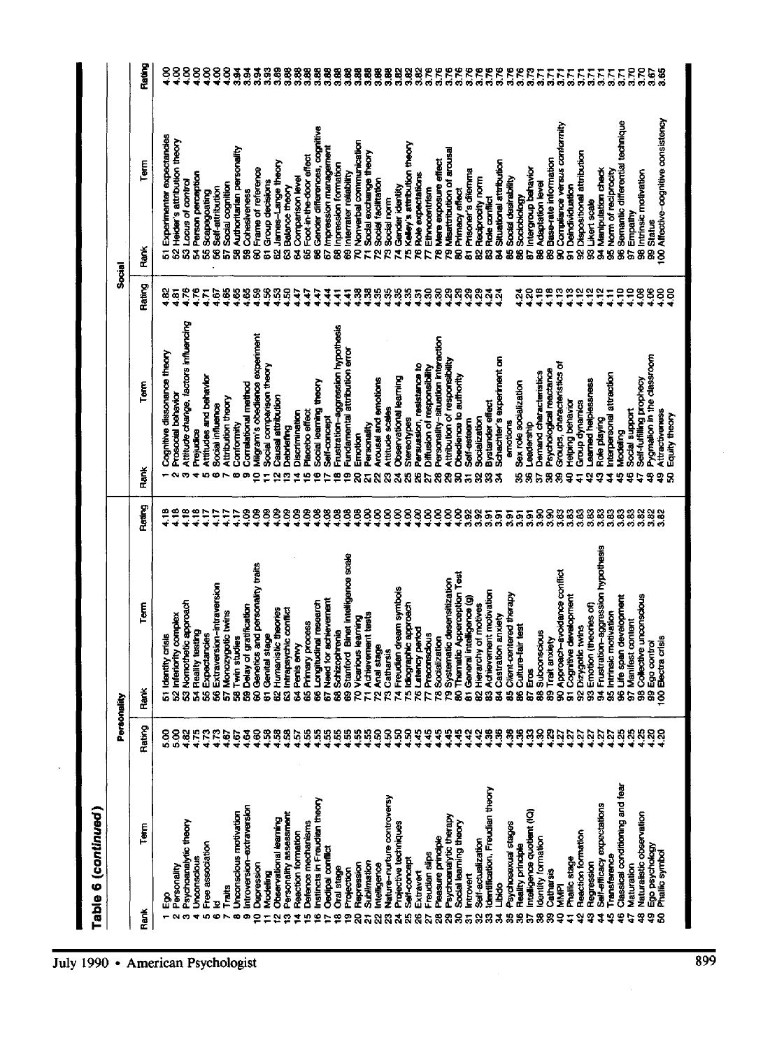## Table 6 (continued)

| Personality | | | | | | Social | | | | | |
|---|---|---|---|---|---|---|---|---|---|---|---|
| Rank | Term | Rating | Rank | Term | Rating | Rank | Term | Rating | Rank | Term | Rating |
| 1 | Ego | 5.00 | 51 | Identity crisis | 4.18 | 1 | Cognitive dissonance theory | 4.82 | 51 | Experimenter expectancies | 4.00 |
| 2 | Personality | 5.00 | 52 | Inferiority complex | 4.18 | 2 | Prosocial behavior | 4.81 | 52 | Heider's attribution theory | 4.00 |
| 3 | Psychoanalytic theory | 4.82 | 53 | Nomothetic approach | 4.18 | 3 | Attitude change, factors influencing | 4.76 | 53 | Locus of control | 4.00 |
| 4 | Unconscious | 4.75 | 54 | Reality testing | 4.18 | 4 | Prejudice | 4.76 | 54 | Person perception | 4.00 |
| 5 | Free association | 4.73 | 55 | Expectancies | 4.17 | 5 | Attitudes and behavior | 4.71 | 55 | Scapegoating | 4.00 |
| 6 | Id | 4.73 | 56 | Extraversion–introversion | 4.17 | 6 | Social influence | 4.67 | 56 | Self-attribution | 4.00 |
| 7 | Traits | 4.67 | 57 | Monozygotic twins | 4.17 | 7 | Attribution theory | 4.65 | 57 | Social cognition | 4.00 |
| 8 | Unconscious motivation | 4.67 | 58 | Twin studies | 4.17 | 8 | Conformity | 4.65 | 58 | Authoritarian personality | 3.94 |
| 9 | Introversion–extraversion | 4.64 | 59 | Delay of gratification | 4.09 | 9 | Correlational method | 4.65 | 59 | Cohesiveness | 3.94 |
| 10 | Depression | 4.60 | 60 | Genetics and personality traits | 4.09 | 10 | Milgram's obedience experiment | 4.59 | 60 | Frame of reference | 3.94 |
| 11 | Modeling | 4.58 | 61 | Genital stage | 4.09 | 11 | Social comparison theory | 4.56 | 61 | Group decisions | 3.93 |
| 12 | Observational learning | 4.58 | 62 | Humanistic theories | 4.09 | 12 | Causal attribution | 4.53 | 62 | James–Lange theory | 3.89 |
| 13 | Personality assessment | 4.58 | 63 | Intrapsychic conflict | 4.09 | 13 | Debriefing | 4.50 | 63 | Balance theory | 3.88 |
| 14 | Reaction formation | 4.57 | 64 | Penis envy | 4.09 | 14 | Discrimination | 4.47 | 64 | Comparison level | 3.88 |
| 15 | Defense mechanisms | 4.55 | 65 | Primary process | 4.09 | 15 | Placebo effect | 4.47 | 65 | Foot-in-the-door effect | 3.88 |
| 16 | Instincts in Freudian theory | 4.55 | 66 | Longitudinal research | 4.08 | 16 | Social learning theory | 4.47 | 66 | Gender differences, cognitive | 3.88 |
| 17 | Oedipal conflict | 4.55 | 67 | Need for achievement | 4.08 | 17 | Self-concept | 4.44 | 67 | Impression management | 3.88 |
| 18 | Oral stage | 4.55 | 68 | Schizophrenia | 4.08 | 18 | Frustration–aggression hypothesis | 4.41 | 68 | Impression formation | 3.88 |
| 19 | Projection | 4.55 | 69 | Stanford Binet intelligence scale | 4.08 | 19 | Fundamental attribution error | 4.41 | 69 | Interrater reliability | 3.88 |
| 20 | Repression | 4.55 | 70 | Vicarious learning | 4.08 | 20 | Emotion | 4.38 | 70 | Nonverbal communication | 3.88 |
| 21 | Sublimation | 4.55 | 71 | Achievement tests | 4.00 | 21 | Personality | 4.38 | 71 | Social exchange theory | 3.88 |
| 22 | Intelligence | 4.50 | 72 | Anal stage | 4.00 | 22 | Arousal and emotions | 4.35 | 72 | Social facilitation | 3.88 |
| 23 | Nature–nurture controversy | 4.50 | 73 | Catharsis | 4.00 | 23 | Attitude scales | 4.35 | 73 | Social norm | 3.88 |
| 24 | Projective techniques | 4.50 | 74 | Freudian dream symbols | 4.00 | 24 | Observational learning | 4.35 | 74 | Gender identity | 3.82 |
| 25 | Self-concept | 4.50 | 75 | Idiographic approach | 4.00 | 25 | Stereotypes | 4.35 | 75 | Kelley's attribution theory | 3.82 |
| 26 | Extravert | 4.45 | 76 | Latency period | 4.00 | 26 | Persuasion, resistance to | 4.31 | 76 | Role expectations | 3.82 |
| 27 | Freudian slips | 4.45 | 77 | Preconscious | 4.00 | 27 | Diffusion of responsibility | 4.30 | 77 | Ethnocentrism | 3.76 |
| 28 | Pleasure principle | 4.45 | 78 | Socialization | 4.00 | 28 | Personality–situation interaction | 4.30 | 78 | Mere exposure effect | 3.76 |
| 29 | Psychoanalytic therapy | 4.45 | 79 | Systematic desensitization | 4.00 | 29 | Attribution of responsibility | 4.29 | 79 | Misattribution of arousal | 3.76 |
| 30 | Social learning theory | 4.45 | 80 | Thematic Apperception Test | 4.00 | 30 | Obedience to authority | 4.29 | 80 | Primacy effect | 3.76 |
| 31 | Introvert | 4.42 | 81 | General intelligence (g) | 3.92 | 31 | Self-esteem | 4.29 | 81 | Prisoner's dilemma | 3.76 |
| 32 | Self-actualization | 4.42 | 82 | Hierarchy of motives | 3.92 | 32 | Socialization | 4.29 | 82 | Reciprocity norm | 3.76 |
| 33 | Identification, Freudian theory | 4.36 | 83 | Achievement motivation | 3.91 | 33 | Bystander effect | 4.24 | 83 | Role conflict | 3.76 |
| 34 | Libido | 4.36 | 84 | Castration anxiety | 3.91 | 34 | Schachter's experiment on emotions | 4.24 | 84 | Situational attribution | 3.76 |
| 35 | Psychosexual stages | 4.36 | 85 | Client-centered therapy | 3.91 | 35 | Sex role socialization | 4.24 | 85 | Social desirability | 3.76 |
| 36 | Reality principle | 4.36 | 86 | Culture-fair test | 3.91 | 36 | Leadership | 4.20 | 86 | Sociobiology | 3.76 |
| 37 | Intelligence quotient (IQ) | 4.33 | 87 | Eros | 3.91 | 37 | Demand characteristics | 4.18 | 87 | Intergroup behavior | 3.73 |
| 38 | Identity formation | 4.30 | 88 | Subconscious | 3.90 | 38 | Psychological reactance | 4.18 | 88 | Adaptation level | 3.71 |
| 39 | Catharsis | 4.29 | 89 | Trait anxiety | 3.90 | 39 | Groups, characteristics of | 4.13 | 89 | Base-rate information | 3.71 |
| 40 | MMPI | 4.27 | 90 | Approach–avoidance conflict | 3.83 | 40 | Helping behavior | 4.13 | 90 | Compliance versus conformity | 3.71 |
| 41 | Phallic stage | 4.27 | 91 | Cognitive development | 3.83 | 41 | Group dynamics | 4.12 | 91 | Deindividuation | 3.71 |
| 42 | Reaction formation | 4.27 | 92 | Dizygotic twins | 3.83 | 42 | Learned helplessness | 4.12 | 92 | Dispositional attribution | 3.71 |
| 43 | Regression | 4.27 | 93 | Emotion (theories of) | 3.83 | 43 | Role playing | 4.12 | 93 | Likert scale | 3.71 |
| 44 | Self-efficacy expectations | 4.27 | 94 | Frustration–aggression hypothesis | 3.83 | 44 | Interpersonal attraction | 4.11 | 94 | Manipulation check | 3.71 |
| 45 | Transference | 4.27 | 95 | Intrinsic motivation | 3.83 | 45 | Modeling | 4.10 | 95 | Norm of reciprocity | 3.71 |
| 46 | Classical conditioning and fear | 4.25 | 96 | Life span development | 3.83 | 46 | Social support | 4.10 | 96 | Semantic differential technique | 3.71 |
| 47 | Maturation | 4.25 | 97 | Manifest content | 3.83 | 47 | Self-fulfilling prophecy | 4.08 | 97 | Empathy | 3.70 |
| 48 | Naturalistic observation | 4.25 | 98 | Collective unconscious | 3.82 | 48 | Pygmalion in the classroom | 4.06 | 98 | Intrinsic motivation | 3.70 |
| 49 | Ego psychology | 4.20 | 99 | Ego control | 3.82 | 49 | Attractiveness | 4.00 | 99 | Status | 3.67 |
| 50 | Phallic symbol | 4.20 | 100 | Electra crisis | 3.82 | 50 | Equity theory | 4.00 | 100 | Affective–cognitive consistency | 3.65 |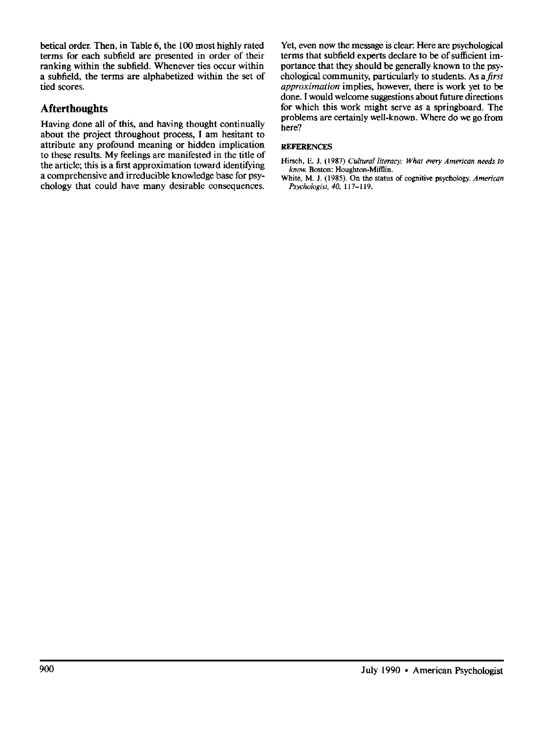betical order. Then, in Table 6, the 100 most highly rated terms for each subfield are presented in order of their ranking within the subfield. Whenever ties occur within a subfield, the terms are alphabetized within the set of tied scores.

## Afterthoughts

Having done all of this, and having thought continually about the project throughout process, I am hesitant to attribute any profound meaning or hidden implication to these results. My feelings are manifested in the title of the article; this is a first approximation toward identifying a comprehensive and irreducible knowledge base for psychology that could have many desirable consequences. Yet, even now the message is clear: Here are psychological terms that subfield experts declare to be of sufficient importance that they should be generally known to the psychological community, particularly to students. As a *first approximation* implies, however, there is work yet to be done. I would welcome suggestions about future directions for which this work might serve as a springboard. The problems are certainly well-known. Where do we go from here?

#### REFERENCES

Hirsch, E. J. (1987) *Cultural literacy: What every American needs to know.* Boston: Houghton-Mifflin.

White, M. J. (1985). On the status of cognitive psychology. *American Psychologist, 40,* 117–119.